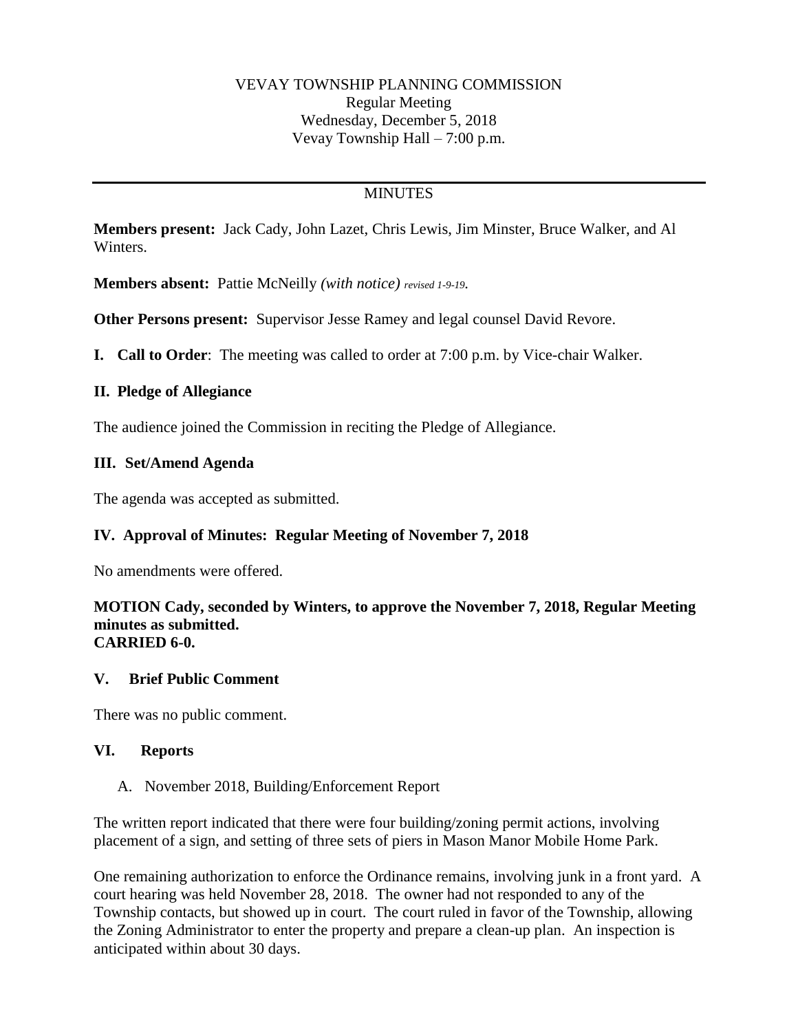VEVAY TOWNSHIP PLANNING COMMISSION
Regular Meeting
Wednesday, December 5, 2018
Vevay Township Hall – 7:00 p.m.

---

MINUTES

**Members present:** Jack Cady, John Lazet, Chris Lewis, Jim Minster, Bruce Walker, and Al Winters.

**Members absent:** Pattie McNeilly *(with notice) revised 1-9-19*.

**Other Persons present:** Supervisor Jesse Ramey and legal counsel David Revore.

**I. Call to Order**: The meeting was called to order at 7:00 p.m. by Vice-chair Walker.

## II. Pledge of Allegiance

The audience joined the Commission in reciting the Pledge of Allegiance.

## III. Set/Amend Agenda

The agenda was accepted as submitted.

## IV. Approval of Minutes: Regular Meeting of November 7, 2018

No amendments were offered.

**MOTION Cady, seconded by Winters, to approve the November 7, 2018, Regular Meeting minutes as submitted.**
**CARRIED 6-0.**

## V. Brief Public Comment

There was no public comment.

## VI. Reports

A. November 2018, Building/Enforcement Report

The written report indicated that there were four building/zoning permit actions, involving placement of a sign, and setting of three sets of piers in Mason Manor Mobile Home Park.

One remaining authorization to enforce the Ordinance remains, involving junk in a front yard. A court hearing was held November 28, 2018. The owner had not responded to any of the Township contacts, but showed up in court. The court ruled in favor of the Township, allowing the Zoning Administrator to enter the property and prepare a clean-up plan. An inspection is anticipated within about 30 days.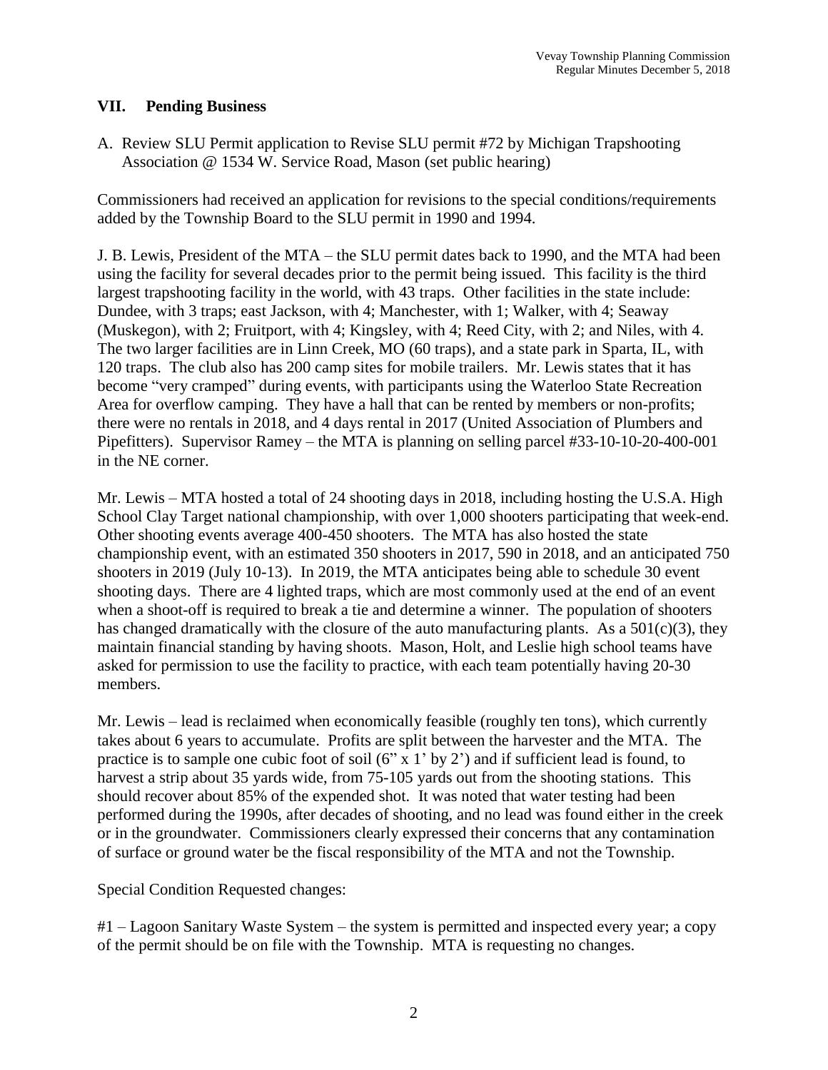## VII. Pending Business

A. Review SLU Permit application to Revise SLU permit #72 by Michigan Trapshooting Association @ 1534 W. Service Road, Mason (set public hearing)

Commissioners had received an application for revisions to the special conditions/requirements added by the Township Board to the SLU permit in 1990 and 1994.

J. B. Lewis, President of the MTA – the SLU permit dates back to 1990, and the MTA had been using the facility for several decades prior to the permit being issued. This facility is the third largest trapshooting facility in the world, with 43 traps. Other facilities in the state include: Dundee, with 3 traps; east Jackson, with 4; Manchester, with 1; Walker, with 4; Seaway (Muskegon), with 2; Fruitport, with 4; Kingsley, with 4; Reed City, with 2; and Niles, with 4. The two larger facilities are in Linn Creek, MO (60 traps), and a state park in Sparta, IL, with 120 traps. The club also has 200 camp sites for mobile trailers. Mr. Lewis states that it has become "very cramped" during events, with participants using the Waterloo State Recreation Area for overflow camping. They have a hall that can be rented by members or non-profits; there were no rentals in 2018, and 4 days rental in 2017 (United Association of Plumbers and Pipefitters). Supervisor Ramey – the MTA is planning on selling parcel #33-10-10-20-400-001 in the NE corner.

Mr. Lewis – MTA hosted a total of 24 shooting days in 2018, including hosting the U.S.A. High School Clay Target national championship, with over 1,000 shooters participating that week-end. Other shooting events average 400-450 shooters. The MTA has also hosted the state championship event, with an estimated 350 shooters in 2017, 590 in 2018, and an anticipated 750 shooters in 2019 (July 10-13). In 2019, the MTA anticipates being able to schedule 30 event shooting days. There are 4 lighted traps, which are most commonly used at the end of an event when a shoot-off is required to break a tie and determine a winner. The population of shooters has changed dramatically with the closure of the auto manufacturing plants. As a 501(c)(3), they maintain financial standing by having shoots. Mason, Holt, and Leslie high school teams have asked for permission to use the facility to practice, with each team potentially having 20-30 members.

Mr. Lewis – lead is reclaimed when economically feasible (roughly ten tons), which currently takes about 6 years to accumulate. Profits are split between the harvester and the MTA. The practice is to sample one cubic foot of soil (6" x 1' by 2') and if sufficient lead is found, to harvest a strip about 35 yards wide, from 75-105 yards out from the shooting stations. This should recover about 85% of the expended shot. It was noted that water testing had been performed during the 1990s, after decades of shooting, and no lead was found either in the creek or in the groundwater. Commissioners clearly expressed their concerns that any contamination of surface or ground water be the fiscal responsibility of the MTA and not the Township.

Special Condition Requested changes:

#1 – Lagoon Sanitary Waste System – the system is permitted and inspected every year; a copy of the permit should be on file with the Township. MTA is requesting no changes.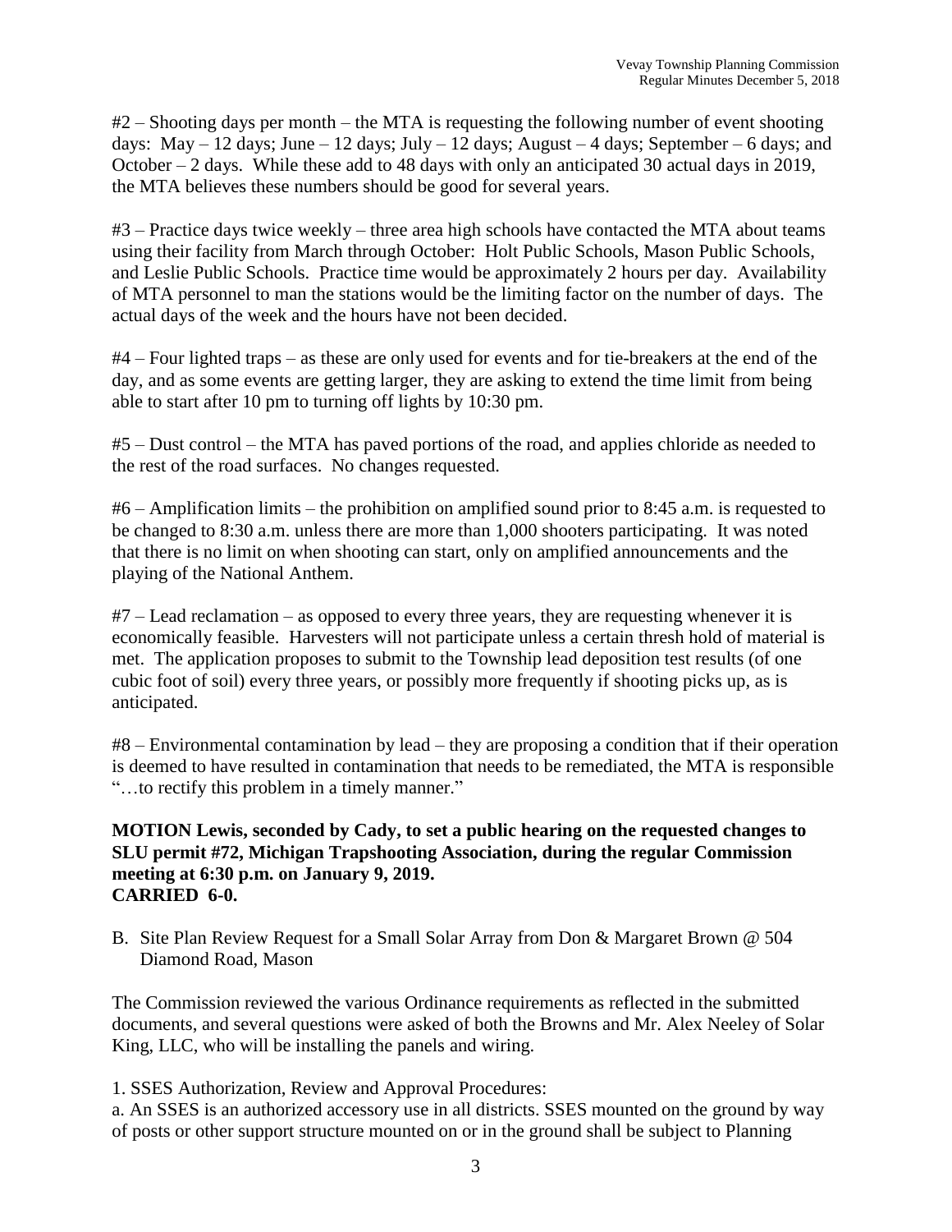#2 – Shooting days per month – the MTA is requesting the following number of event shooting days: May – 12 days; June – 12 days; July – 12 days; August – 4 days; September – 6 days; and October – 2 days. While these add to 48 days with only an anticipated 30 actual days in 2019, the MTA believes these numbers should be good for several years.

#3 – Practice days twice weekly – three area high schools have contacted the MTA about teams using their facility from March through October: Holt Public Schools, Mason Public Schools, and Leslie Public Schools. Practice time would be approximately 2 hours per day. Availability of MTA personnel to man the stations would be the limiting factor on the number of days. The actual days of the week and the hours have not been decided.

#4 – Four lighted traps – as these are only used for events and for tie-breakers at the end of the day, and as some events are getting larger, they are asking to extend the time limit from being able to start after 10 pm to turning off lights by 10:30 pm.

#5 – Dust control – the MTA has paved portions of the road, and applies chloride as needed to the rest of the road surfaces. No changes requested.

#6 – Amplification limits – the prohibition on amplified sound prior to 8:45 a.m. is requested to be changed to 8:30 a.m. unless there are more than 1,000 shooters participating. It was noted that there is no limit on when shooting can start, only on amplified announcements and the playing of the National Anthem.

#7 – Lead reclamation – as opposed to every three years, they are requesting whenever it is economically feasible. Harvesters will not participate unless a certain thresh hold of material is met. The application proposes to submit to the Township lead deposition test results (of one cubic foot of soil) every three years, or possibly more frequently if shooting picks up, as is anticipated.

#8 – Environmental contamination by lead – they are proposing a condition that if their operation is deemed to have resulted in contamination that needs to be remediated, the MTA is responsible "…to rectify this problem in a timely manner."

**MOTION Lewis, seconded by Cady, to set a public hearing on the requested changes to SLU permit #72, Michigan Trapshooting Association, during the regular Commission meeting at 6:30 p.m. on January 9, 2019.**
**CARRIED 6-0.**

B. Site Plan Review Request for a Small Solar Array from Don & Margaret Brown @ 504 Diamond Road, Mason

The Commission reviewed the various Ordinance requirements as reflected in the submitted documents, and several questions were asked of both the Browns and Mr. Alex Neeley of Solar King, LLC, who will be installing the panels and wiring.

1. SSES Authorization, Review and Approval Procedures:

a. An SSES is an authorized accessory use in all districts. SSES mounted on the ground by way of posts or other support structure mounted on or in the ground shall be subject to Planning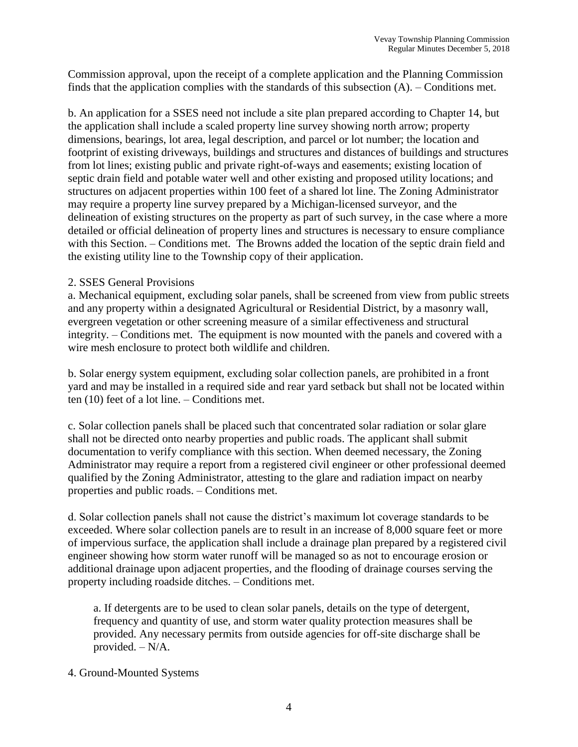Commission approval, upon the receipt of a complete application and the Planning Commission finds that the application complies with the standards of this subsection (A). – Conditions met.

b. An application for a SSES need not include a site plan prepared according to Chapter 14, but the application shall include a scaled property line survey showing north arrow; property dimensions, bearings, lot area, legal description, and parcel or lot number; the location and footprint of existing driveways, buildings and structures and distances of buildings and structures from lot lines; existing public and private right-of-ways and easements; existing location of septic drain field and potable water well and other existing and proposed utility locations; and structures on adjacent properties within 100 feet of a shared lot line. The Zoning Administrator may require a property line survey prepared by a Michigan-licensed surveyor, and the delineation of existing structures on the property as part of such survey, in the case where a more detailed or official delineation of property lines and structures is necessary to ensure compliance with this Section. – Conditions met. The Browns added the location of the septic drain field and the existing utility line to the Township copy of their application.

2. SSES General Provisions

a. Mechanical equipment, excluding solar panels, shall be screened from view from public streets and any property within a designated Agricultural or Residential District, by a masonry wall, evergreen vegetation or other screening measure of a similar effectiveness and structural integrity. – Conditions met. The equipment is now mounted with the panels and covered with a wire mesh enclosure to protect both wildlife and children.

b. Solar energy system equipment, excluding solar collection panels, are prohibited in a front yard and may be installed in a required side and rear yard setback but shall not be located within ten (10) feet of a lot line. – Conditions met.

c. Solar collection panels shall be placed such that concentrated solar radiation or solar glare shall not be directed onto nearby properties and public roads. The applicant shall submit documentation to verify compliance with this section. When deemed necessary, the Zoning Administrator may require a report from a registered civil engineer or other professional deemed qualified by the Zoning Administrator, attesting to the glare and radiation impact on nearby properties and public roads. – Conditions met.

d. Solar collection panels shall not cause the district's maximum lot coverage standards to be exceeded. Where solar collection panels are to result in an increase of 8,000 square feet or more of impervious surface, the application shall include a drainage plan prepared by a registered civil engineer showing how storm water runoff will be managed so as not to encourage erosion or additional drainage upon adjacent properties, and the flooding of drainage courses serving the property including roadside ditches. – Conditions met.

> a. If detergents are to be used to clean solar panels, details on the type of detergent, frequency and quantity of use, and storm water quality protection measures shall be provided. Any necessary permits from outside agencies for off-site discharge shall be provided. – N/A.

4. Ground-Mounted Systems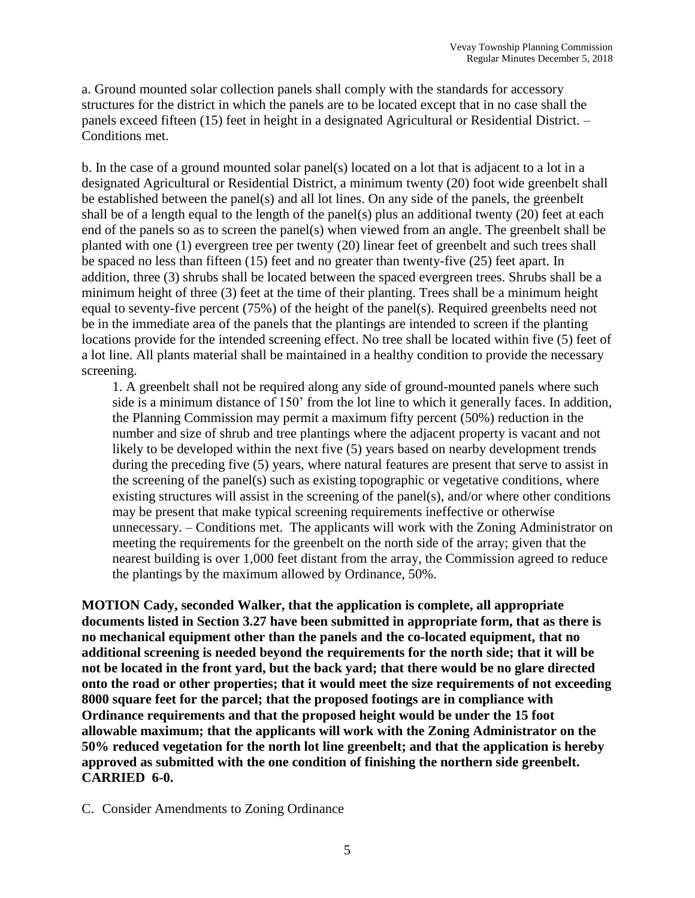a. Ground mounted solar collection panels shall comply with the standards for accessory structures for the district in which the panels are to be located except that in no case shall the panels exceed fifteen (15) feet in height in a designated Agricultural or Residential District. – Conditions met.

b. In the case of a ground mounted solar panel(s) located on a lot that is adjacent to a lot in a designated Agricultural or Residential District, a minimum twenty (20) foot wide greenbelt shall be established between the panel(s) and all lot lines. On any side of the panels, the greenbelt shall be of a length equal to the length of the panel(s) plus an additional twenty (20) feet at each end of the panels so as to screen the panel(s) when viewed from an angle. The greenbelt shall be planted with one (1) evergreen tree per twenty (20) linear feet of greenbelt and such trees shall be spaced no less than fifteen (15) feet and no greater than twenty-five (25) feet apart. In addition, three (3) shrubs shall be located between the spaced evergreen trees. Shrubs shall be a minimum height of three (3) feet at the time of their planting. Trees shall be a minimum height equal to seventy-five percent (75%) of the height of the panel(s). Required greenbelts need not be in the immediate area of the panels that the plantings are intended to screen if the planting locations provide for the intended screening effect. No tree shall be located within five (5) feet of a lot line. All plants material shall be maintained in a healthy condition to provide the necessary screening.

1. A greenbelt shall not be required along any side of ground-mounted panels where such side is a minimum distance of 150' from the lot line to which it generally faces. In addition, the Planning Commission may permit a maximum fifty percent (50%) reduction in the number and size of shrub and tree plantings where the adjacent property is vacant and not likely to be developed within the next five (5) years based on nearby development trends during the preceding five (5) years, where natural features are present that serve to assist in the screening of the panel(s) such as existing topographic or vegetative conditions, where existing structures will assist in the screening of the panel(s), and/or where other conditions may be present that make typical screening requirements ineffective or otherwise unnecessary. – Conditions met. The applicants will work with the Zoning Administrator on meeting the requirements for the greenbelt on the north side of the array; given that the nearest building is over 1,000 feet distant from the array, the Commission agreed to reduce the plantings by the maximum allowed by Ordinance, 50%.

**MOTION Cady, seconded Walker, that the application is complete, all appropriate documents listed in Section 3.27 have been submitted in appropriate form, that as there is no mechanical equipment other than the panels and the co-located equipment, that no additional screening is needed beyond the requirements for the north side; that it will be not be located in the front yard, but the back yard; that there would be no glare directed onto the road or other properties; that it would meet the size requirements of not exceeding 8000 square feet for the parcel; that the proposed footings are in compliance with Ordinance requirements and that the proposed height would be under the 15 foot allowable maximum; that the applicants will work with the Zoning Administrator on the 50% reduced vegetation for the north lot line greenbelt; and that the application is hereby approved as submitted with the one condition of finishing the northern side greenbelt. CARRIED 6-0.**

C. Consider Amendments to Zoning Ordinance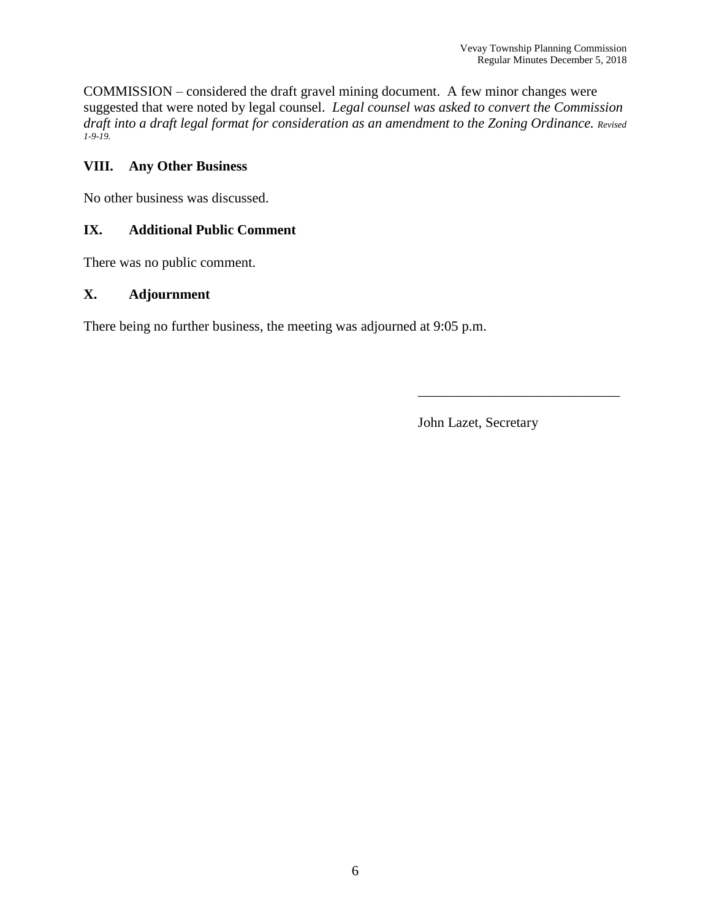COMMISSION – considered the draft gravel mining document. A few minor changes were suggested that were noted by legal counsel. *Legal counsel was asked to convert the Commission draft into a draft legal format for consideration as an amendment to the Zoning Ordinance. Revised 1-9-19.*

## VIII. Any Other Business

No other business was discussed.

## IX. Additional Public Comment

There was no public comment.

## X. Adjournment

There being no further business, the meeting was adjourned at 9:05 p.m.

\_\_\_\_\_\_\_\_\_\_\_\_\_\_\_\_\_\_\_\_\_\_\_\_\_\_\_\_\_\_

John Lazet, Secretary